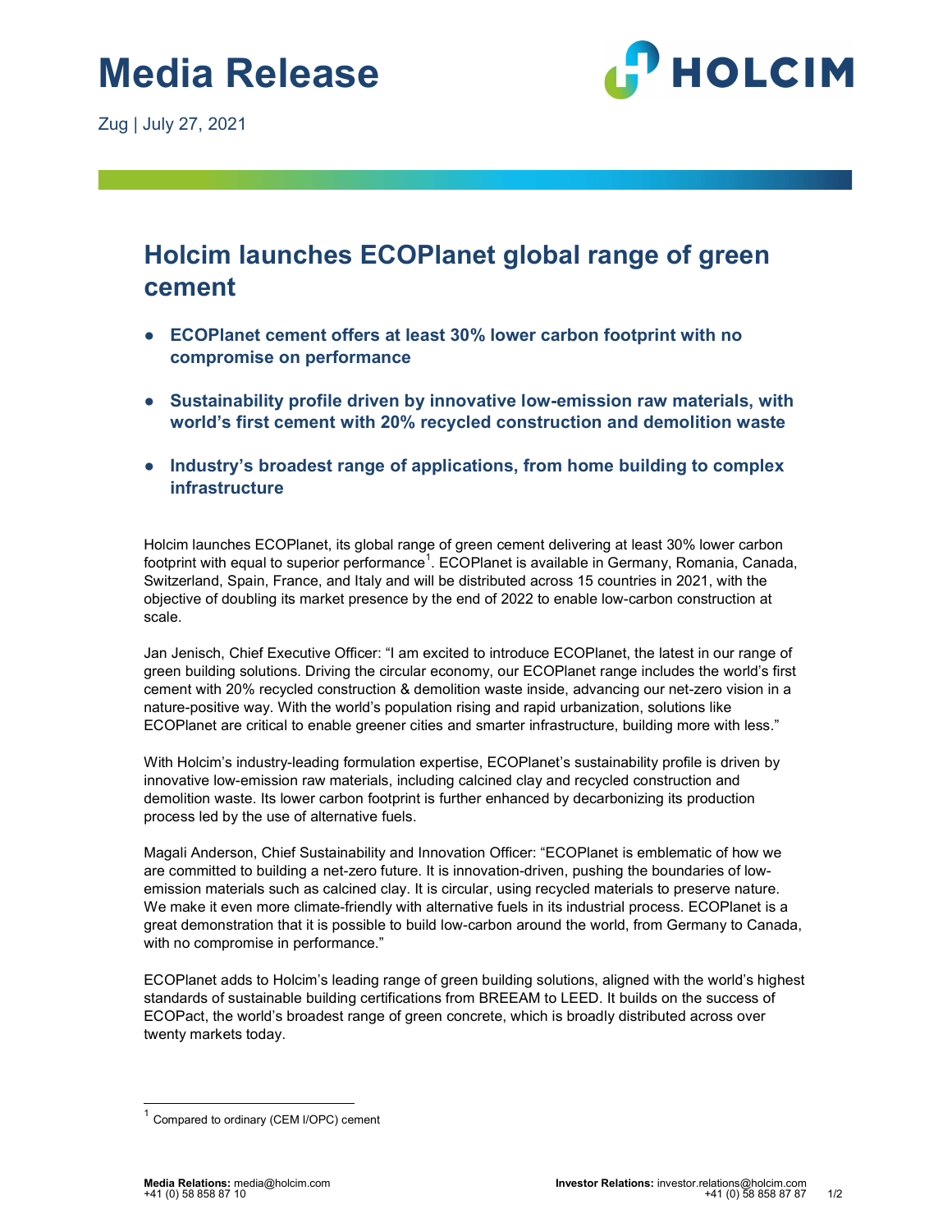# Media Release

Zug | July 27, 2021

## Holcim launches ECOPlanet global range of green cement

- **ECOPlanet cement offers at least 30% lower carbon footprint with no compromise on performance**
- **Sustainability profile driven by innovative low-emission raw materials, with world's first cement with 20% recycled construction and demolition waste**
- **Industry's broadest range of applications, from home building to complex infrastructure**

Holcim launches ECOPlanet, its global range of green cement delivering at least 30% lower carbon footprint with equal to superior performance[1]. ECOPlanet is available in Germany, Romania, Canada, Switzerland, Spain, France, and Italy and will be distributed across 15 countries in 2021, with the objective of doubling its market presence by the end of 2022 to enable low-carbon construction at scale.

Jan Jenisch, Chief Executive Officer: "I am excited to introduce ECOPlanet, the latest in our range of green building solutions. Driving the circular economy, our ECOPlanet range includes the world's first cement with 20% recycled construction & demolition waste inside, advancing our net-zero vision in a nature-positive way. With the world's population rising and rapid urbanization, solutions like ECOPlanet are critical to enable greener cities and smarter infrastructure, building more with less."

With Holcim's industry-leading formulation expertise, ECOPlanet's sustainability profile is driven by innovative low-emission raw materials, including calcined clay and recycled construction and demolition waste. Its lower carbon footprint is further enhanced by decarbonizing its production process led by the use of alternative fuels.

Magali Anderson, Chief Sustainability and Innovation Officer: "ECOPlanet is emblematic of how we are committed to building a net-zero future. It is innovation-driven, pushing the boundaries of low-emission materials such as calcined clay. It is circular, using recycled materials to preserve nature. We make it even more climate-friendly with alternative fuels in its industrial process. ECOPlanet is a great demonstration that it is possible to build low-carbon around the world, from Germany to Canada, with no compromise in performance."

ECOPlanet adds to Holcim's leading range of green building solutions, aligned with the world's highest standards of sustainable building certifications from BREEAM to LEED. It builds on the success of ECOPact, the world's broadest range of green concrete, which is broadly distributed across over twenty markets today.

---

[1] Compared to ordinary (CEM I/OPC) cement

**Media Relations:** media@holcim.com
+41 (0) 58 858 87 10

**Investor Relations:** investor.relations@holcim.com
+41 (0) 58 858 87 87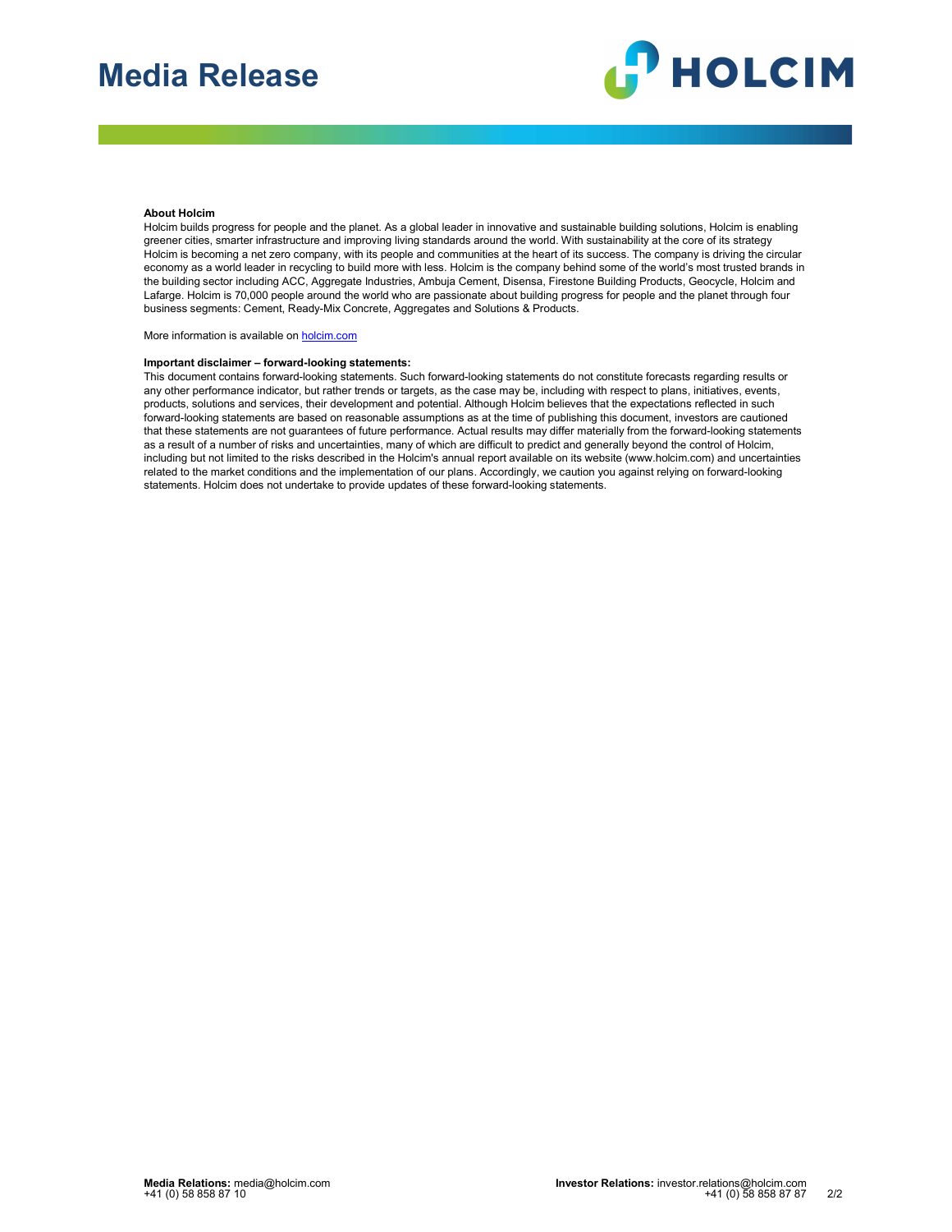**About Holcim**
Holcim builds progress for people and the planet. As a global leader in innovative and sustainable building solutions, Holcim is enabling greener cities, smarter infrastructure and improving living standards around the world. With sustainability at the core of its strategy Holcim is becoming a net zero company, with its people and communities at the heart of its success. The company is driving the circular economy as a world leader in recycling to build more with less. Holcim is the company behind some of the world's most trusted brands in the building sector including ACC, Aggregate Industries, Ambuja Cement, Disensa, Firestone Building Products, Geocycle, Holcim and Lafarge. Holcim is 70,000 people around the world who are passionate about building progress for people and the planet through four business segments: Cement, Ready-Mix Concrete, Aggregates and Solutions & Products.

More information is available on [holcim.com](holcim.com)

**Important disclaimer – forward-looking statements:**
This document contains forward-looking statements. Such forward-looking statements do not constitute forecasts regarding results or any other performance indicator, but rather trends or targets, as the case may be, including with respect to plans, initiatives, events, products, solutions and services, their development and potential. Although Holcim believes that the expectations reflected in such forward-looking statements are based on reasonable assumptions as at the time of publishing this document, investors are cautioned that these statements are not guarantees of future performance. Actual results may differ materially from the forward-looking statements as a result of a number of risks and uncertainties, many of which are difficult to predict and generally beyond the control of Holcim, including but not limited to the risks described in the Holcim's annual report available on its website (www.holcim.com) and uncertainties related to the market conditions and the implementation of our plans. Accordingly, we caution you against relying on forward-looking statements. Holcim does not undertake to provide updates of these forward-looking statements.

**Media Relations:** media@holcim.com
+41 (0) 58 858 87 10

**Investor Relations:** investor.relations@holcim.com
+41 (0) 58 858 87 87